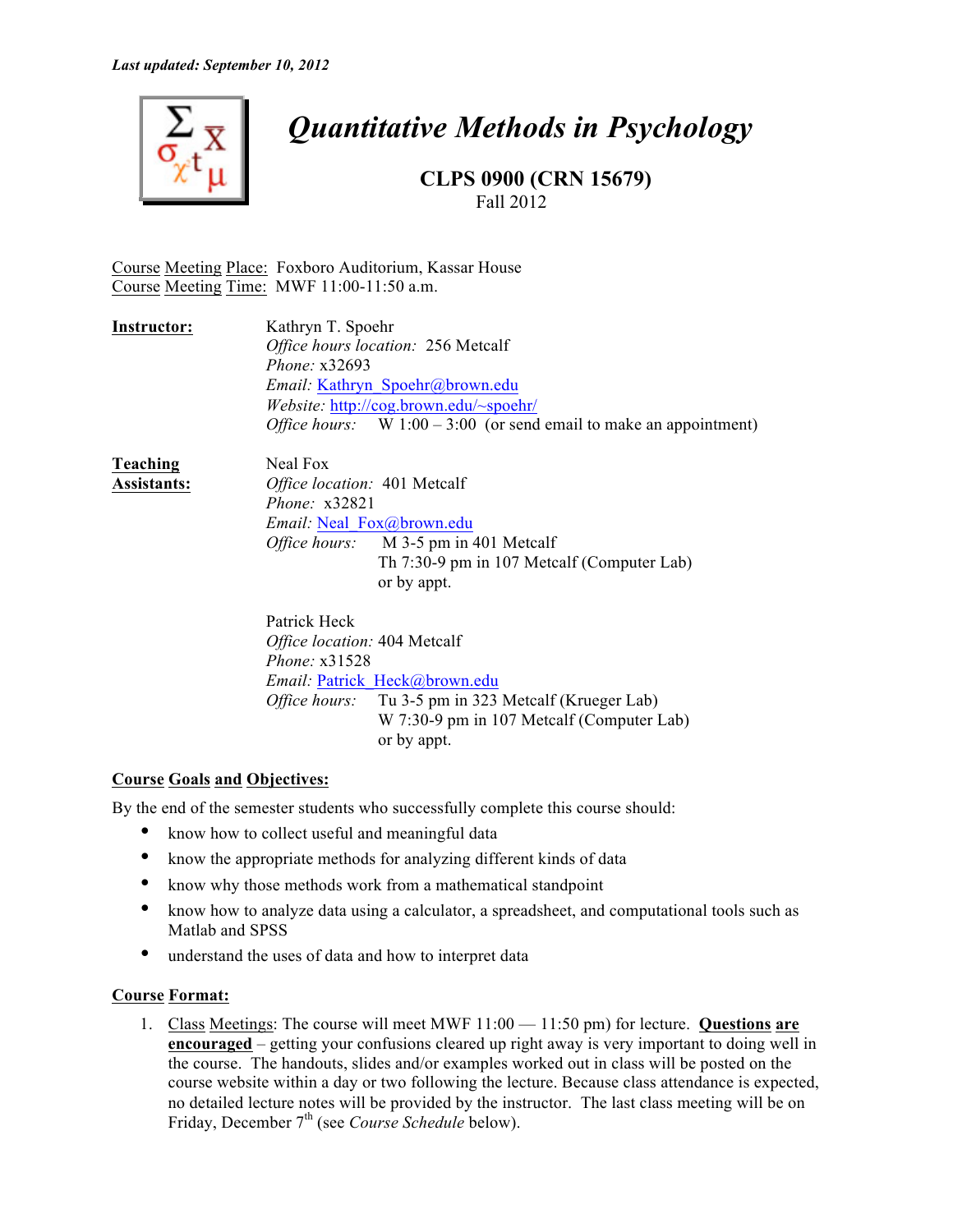*Last updated: September 10, 2012*

# *Quantitative Methods in Psychology*

## CLPS 0900 (CRN 15679)

Fall 2012

Course Meeting Place: Foxboro Auditorium, Kassar House
Course Meeting Time: MWF 11:00-11:50 a.m.

**Instructor:**

Kathryn T. Spoehr
*Office hours location:* 256 Metcalf
*Phone:* x32693
*Email:* Kathryn_Spoehr@brown.edu
*Website:* http://cog.brown.edu/~spoehr/
*Office hours:* W 1:00 – 3:00 (or send email to make an appointment)

**Teaching Assistants:**

Neal Fox
*Office location:* 401 Metcalf
*Phone:* x32821
*Email:* Neal_Fox@brown.edu
*Office hours:* M 3-5 pm in 401 Metcalf
Th 7:30-9 pm in 107 Metcalf (Computer Lab)
or by appt.

Patrick Heck
*Office location:* 404 Metcalf
*Phone:* x31528
*Email:* Patrick_Heck@brown.edu
*Office hours:* Tu 3-5 pm in 323 Metcalf (Krueger Lab)
W 7:30-9 pm in 107 Metcalf (Computer Lab)
or by appt.

**Course Goals and Objectives:**

By the end of the semester students who successfully complete this course should:

- know how to collect useful and meaningful data
- know the appropriate methods for analyzing different kinds of data
- know why those methods work from a mathematical standpoint
- know how to analyze data using a calculator, a spreadsheet, and computational tools such as Matlab and SPSS
- understand the uses of data and how to interpret data

**Course Format:**

1. Class Meetings: The course will meet MWF 11:00 — 11:50 pm) for lecture. **Questions are encouraged** – getting your confusions cleared up right away is very important to doing well in the course. The handouts, slides and/or examples worked out in class will be posted on the course website within a day or two following the lecture. Because class attendance is expected, no detailed lecture notes will be provided by the instructor. The last class meeting will be on Friday, December 7th (see *Course Schedule* below).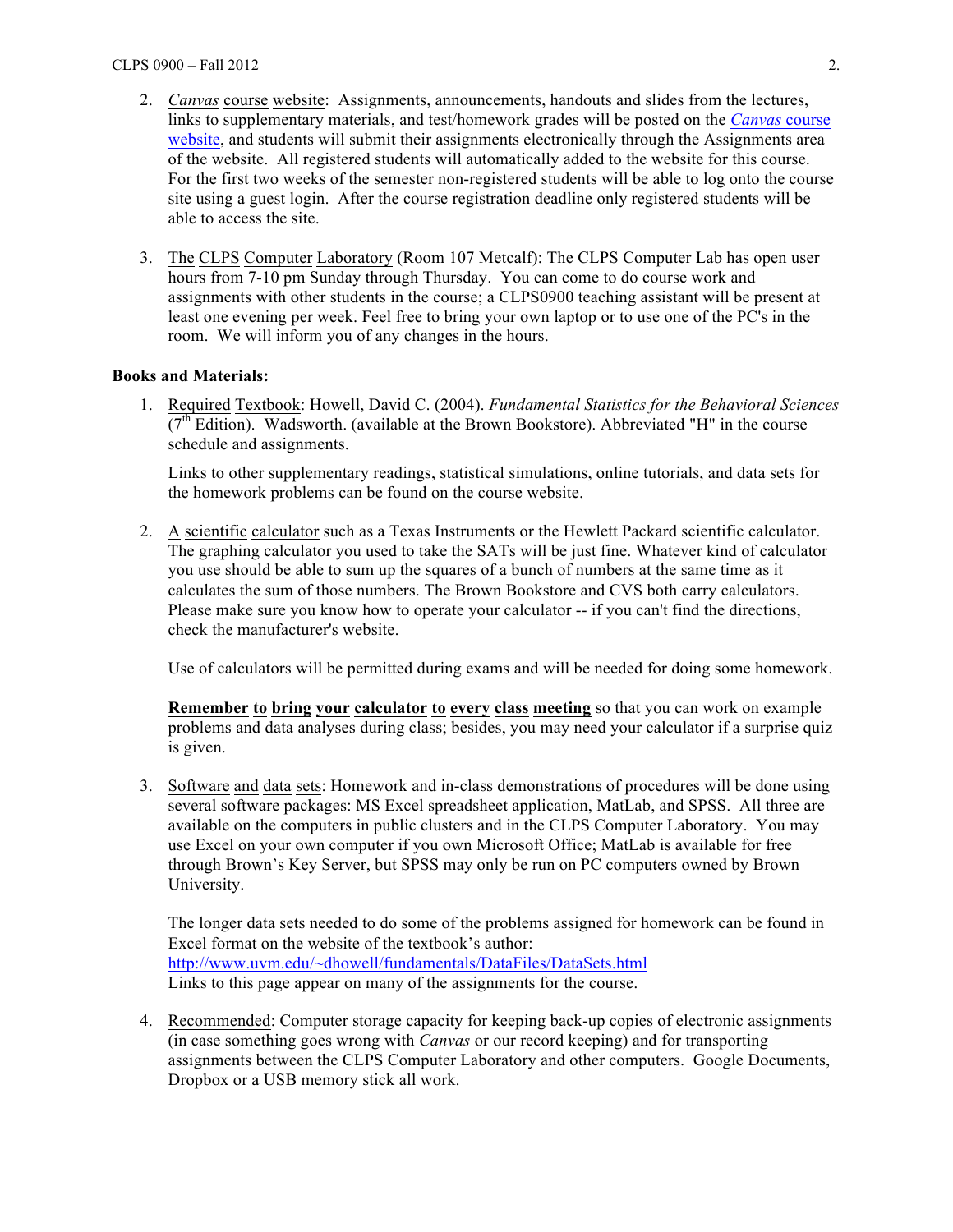2. *Canvas* course website: Assignments, announcements, handouts and slides from the lectures, links to supplementary materials, and test/homework grades will be posted on the [*Canvas* course website](#), and students will submit their assignments electronically through the Assignments area of the website. All registered students will automatically added to the website for this course. For the first two weeks of the semester non-registered students will be able to log onto the course site using a guest login. After the course registration deadline only registered students will be able to access the site.

3. The CLPS Computer Laboratory (Room 107 Metcalf): The CLPS Computer Lab has open user hours from 7-10 pm Sunday through Thursday. You can come to do course work and assignments with other students in the course; a CLPS0900 teaching assistant will be present at least one evening per week. Feel free to bring your own laptop or to use one of the PC's in the room. We will inform you of any changes in the hours.

**Books and Materials:**

1. Required Textbook: Howell, David C. (2004). *Fundamental Statistics for the Behavioral Sciences* (7th Edition). Wadsworth. (available at the Brown Bookstore). Abbreviated "H" in the course schedule and assignments.

   Links to other supplementary readings, statistical simulations, online tutorials, and data sets for the homework problems can be found on the course website.

2. A scientific calculator such as a Texas Instruments or the Hewlett Packard scientific calculator. The graphing calculator you used to take the SATs will be just fine. Whatever kind of calculator you use should be able to sum up the squares of a bunch of numbers at the same time as it calculates the sum of those numbers. The Brown Bookstore and CVS both carry calculators. Please make sure you know how to operate your calculator -- if you can't find the directions, check the manufacturer's website.

   Use of calculators will be permitted during exams and will be needed for doing some homework.

   **Remember to bring your calculator to every class meeting** so that you can work on example problems and data analyses during class; besides, you may need your calculator if a surprise quiz is given.

3. Software and data sets: Homework and in-class demonstrations of procedures will be done using several software packages: MS Excel spreadsheet application, MatLab, and SPSS. All three are available on the computers in public clusters and in the CLPS Computer Laboratory. You may use Excel on your own computer if you own Microsoft Office; MatLab is available for free through Brown's Key Server, but SPSS may only be run on PC computers owned by Brown University.

   The longer data sets needed to do some of the problems assigned for homework can be found in Excel format on the website of the textbook's author:
   http://www.uvm.edu/~dhowell/fundamentals/DataFiles/DataSets.html
   Links to this page appear on many of the assignments for the course.

4. Recommended: Computer storage capacity for keeping back-up copies of electronic assignments (in case something goes wrong with *Canvas* or our record keeping) and for transporting assignments between the CLPS Computer Laboratory and other computers. Google Documents, Dropbox or a USB memory stick all work.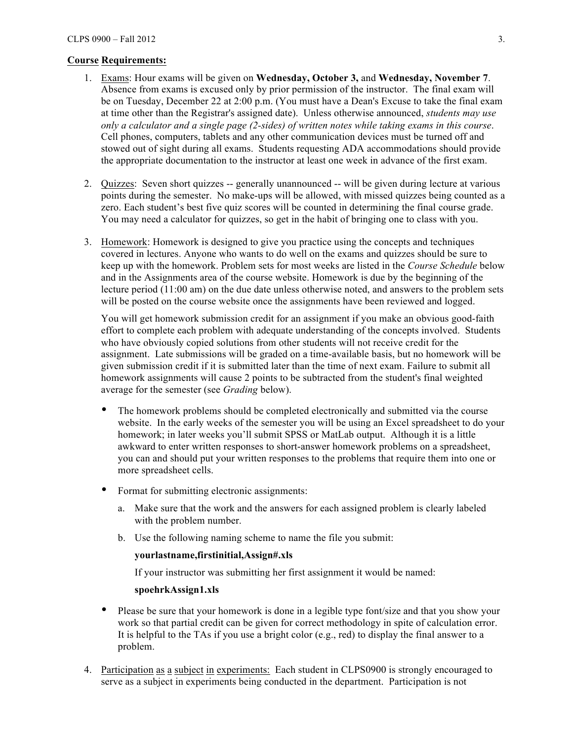**Course** **Requirements:**

1. Exams: Hour exams will be given on **Wednesday, October 3,** and **Wednesday, November 7**. Absence from exams is excused only by prior permission of the instructor. The final exam will be on Tuesday, December 22 at 2:00 p.m. (You must have a Dean's Excuse to take the final exam at time other than the Registrar's assigned date). Unless otherwise announced, *students may use only a calculator and a single page (2-sides) of written notes while taking exams in this course*. Cell phones, computers, tablets and any other communication devices must be turned off and stowed out of sight during all exams. Students requesting ADA accommodations should provide the appropriate documentation to the instructor at least one week in advance of the first exam.

2. Quizzes: Seven short quizzes -- generally unannounced -- will be given during lecture at various points during the semester. No make-ups will be allowed, with missed quizzes being counted as a zero. Each student's best five quiz scores will be counted in determining the final course grade. You may need a calculator for quizzes, so get in the habit of bringing one to class with you.

3. Homework: Homework is designed to give you practice using the concepts and techniques covered in lectures. Anyone who wants to do well on the exams and quizzes should be sure to keep up with the homework. Problem sets for most weeks are listed in the *Course Schedule* below and in the Assignments area of the course website. Homework is due by the beginning of the lecture period (11:00 am) on the due date unless otherwise noted, and answers to the problem sets will be posted on the course website once the assignments have been reviewed and logged.

   You will get homework submission credit for an assignment if you make an obvious good-faith effort to complete each problem with adequate understanding of the concepts involved. Students who have obviously copied solutions from other students will not receive credit for the assignment. Late submissions will be graded on a time-available basis, but no homework will be given submission credit if it is submitted later than the time of next exam. Failure to submit all homework assignments will cause 2 points to be subtracted from the student's final weighted average for the semester (see *Grading* below).

   - The homework problems should be completed electronically and submitted via the course website. In the early weeks of the semester you will be using an Excel spreadsheet to do your homework; in later weeks you'll submit SPSS or MatLab output. Although it is a little awkward to enter written responses to short-answer homework problems on a spreadsheet, you can and should put your written responses to the problems that require them into one or more spreadsheet cells.

   - Format for submitting electronic assignments:

     a. Make sure that the work and the answers for each assigned problem is clearly labeled with the problem number.

     b. Use the following naming scheme to name the file you submit:

        **yourlastname,firstinitial,Assign#.xls**

        If your instructor was submitting her first assignment it would be named:

        **spoehrkAssign1.xls**

   - Please be sure that your homework is done in a legible type font/size and that you show your work so that partial credit can be given for correct methodology in spite of calculation error. It is helpful to the TAs if you use a bright color (e.g., red) to display the final answer to a problem.

4. Participation as a subject in experiments: Each student in CLPS0900 is strongly encouraged to serve as a subject in experiments being conducted in the department. Participation is not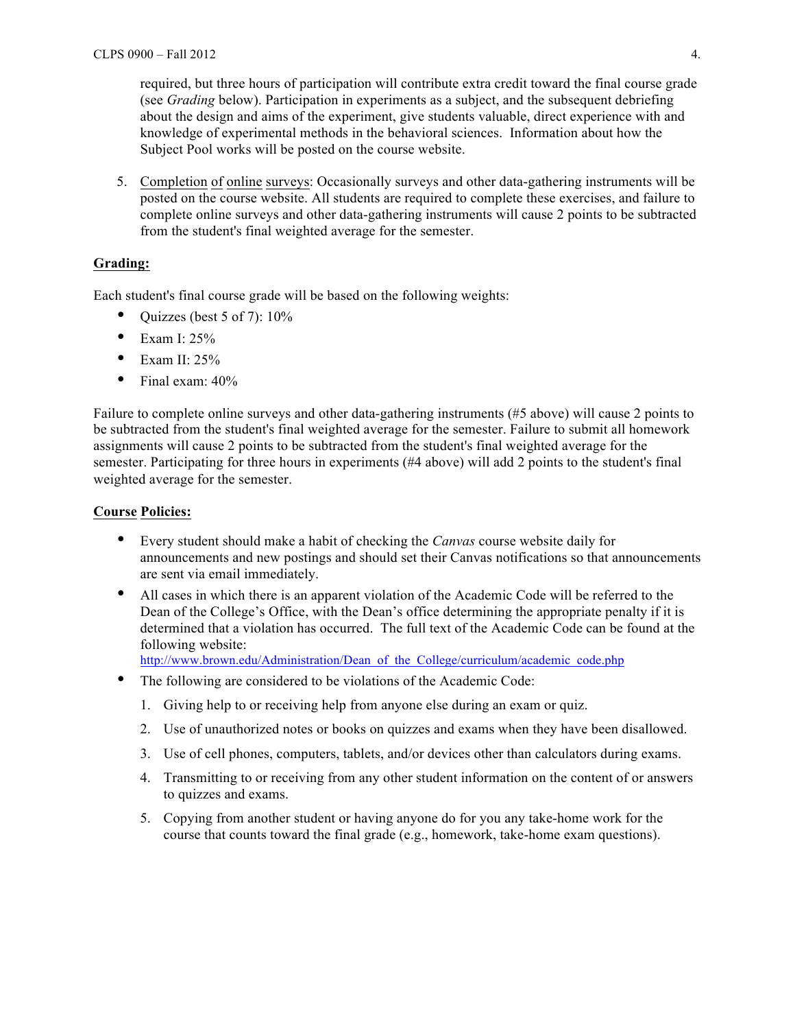required, but three hours of participation will contribute extra credit toward the final course grade (see *Grading* below). Participation in experiments as a subject, and the subsequent debriefing about the design and aims of the experiment, give students valuable, direct experience with and knowledge of experimental methods in the behavioral sciences. Information about how the Subject Pool works will be posted on the course website.

5. Completion of online surveys: Occasionally surveys and other data-gathering instruments will be posted on the course website. All students are required to complete these exercises, and failure to complete online surveys and other data-gathering instruments will cause 2 points to be subtracted from the student's final weighted average for the semester.

**Grading:**

Each student's final course grade will be based on the following weights:

- Quizzes (best 5 of 7): 10%
- Exam I: 25%
- Exam II: 25%
- Final exam: 40%

Failure to complete online surveys and other data-gathering instruments (#5 above) will cause 2 points to be subtracted from the student's final weighted average for the semester. Failure to submit all homework assignments will cause 2 points to be subtracted from the student's final weighted average for the semester. Participating for three hours in experiments (#4 above) will add 2 points to the student's final weighted average for the semester.

**Course Policies:**

- Every student should make a habit of checking the *Canvas* course website daily for announcements and new postings and should set their Canvas notifications so that announcements are sent via email immediately.
- All cases in which there is an apparent violation of the Academic Code will be referred to the Dean of the College's Office, with the Dean's office determining the appropriate penalty if it is determined that a violation has occurred. The full text of the Academic Code can be found at the following website: http://www.brown.edu/Administration/Dean_of_the_College/curriculum/academic_code.php
- The following are considered to be violations of the Academic Code:
  1. Giving help to or receiving help from anyone else during an exam or quiz.
  2. Use of unauthorized notes or books on quizzes and exams when they have been disallowed.
  3. Use of cell phones, computers, tablets, and/or devices other than calculators during exams.
  4. Transmitting to or receiving from any other student information on the content of or answers to quizzes and exams.
  5. Copying from another student or having anyone do for you any take-home work for the course that counts toward the final grade (e.g., homework, take-home exam questions).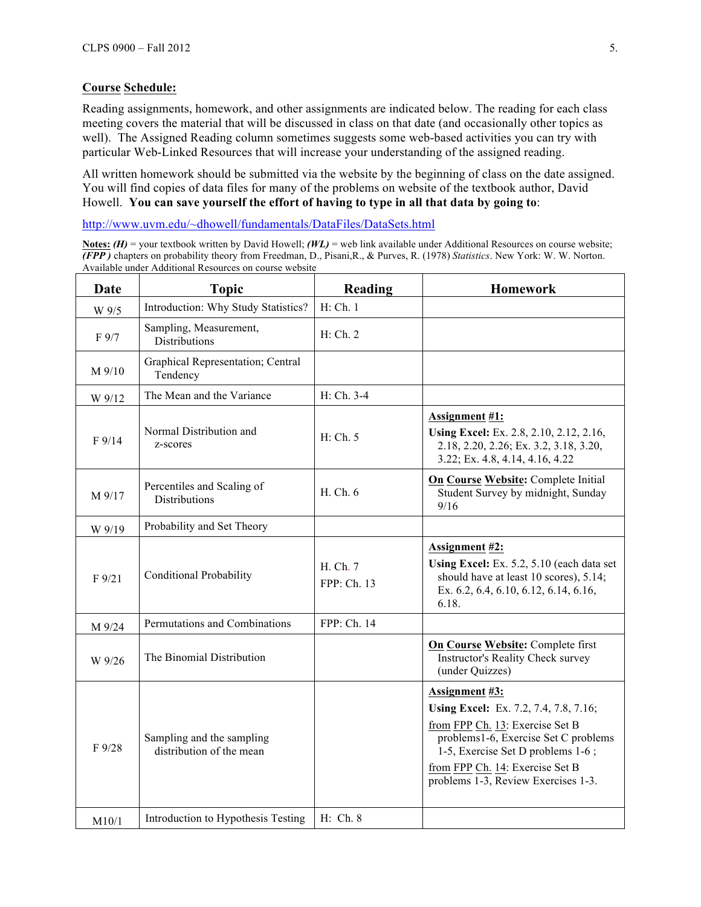**Course Schedule:**

Reading assignments, homework, and other assignments are indicated below. The reading for each class meeting covers the material that will be discussed in class on that date (and occasionally other topics as well). The Assigned Reading column sometimes suggests some web-based activities you can try with particular Web-Linked Resources that will increase your understanding of the assigned reading.

All written homework should be submitted via the website by the beginning of class on the date assigned. You will find copies of data files for many of the problems on website of the textbook author, David Howell. **You can save yourself the effort of having to type in all that data by going to**:

http://www.uvm.edu/~dhowell/fundamentals/DataFiles/DataSets.html

**Notes:** ***(H)*** = your textbook written by David Howell; ***(WL)*** = web link available under Additional Resources on course website; ***(FPP )*** chapters on probability theory from Freedman, D., Pisani,R., & Purves, R. (1978) *Statistics*. New York: W. W. Norton. Available under Additional Resources on course website

| Date | Topic | Reading | Homework |
|---|---|---|---|
| W 9/5 | Introduction: Why Study Statistics? | H: Ch. 1 | |
| F 9/7 | Sampling, Measurement, Distributions | H: Ch. 2 | |
| M 9/10 | Graphical Representation; Central Tendency | | |
| W 9/12 | The Mean and the Variance | H: Ch. 3-4 | |
| F 9/14 | Normal Distribution and z-scores | H: Ch. 5 | **Assignment #1:** **Using Excel:** Ex. 2.8, 2.10, 2.12, 2.16, 2.18, 2.20, 2.26; Ex. 3.2, 3.18, 3.20, 3.22; Ex. 4.8, 4.14, 4.16, 4.22 |
| M 9/17 | Percentiles and Scaling of Distributions | H. Ch. 6 | **On Course Website:** Complete Initial Student Survey by midnight, Sunday 9/16 |
| W 9/19 | Probability and Set Theory | | |
| F 9/21 | Conditional Probability | H. Ch. 7<br>FPP: Ch. 13 | **Assignment #2:** **Using Excel:** Ex. 5.2, 5.10 (each data set should have at least 10 scores), 5.14; Ex. 6.2, 6.4, 6.10, 6.12, 6.14, 6.16, 6.18. |
| M 9/24 | Permutations and Combinations | FPP: Ch. 14 | |
| W 9/26 | The Binomial Distribution | | **On Course Website:** Complete first Instructor's Reality Check survey (under Quizzes) |
| F 9/28 | Sampling and the sampling distribution of the mean | | **Assignment #3:** **Using Excel:** Ex. 7.2, 7.4, 7.8, 7.16; from FPP Ch. 13: Exercise Set B problems1-6, Exercise Set C problems 1-5, Exercise Set D problems 1-6 ; from FPP Ch. 14: Exercise Set B problems 1-3, Review Exercises 1-3. |
| M10/1 | Introduction to Hypothesis Testing | H: Ch. 8 | |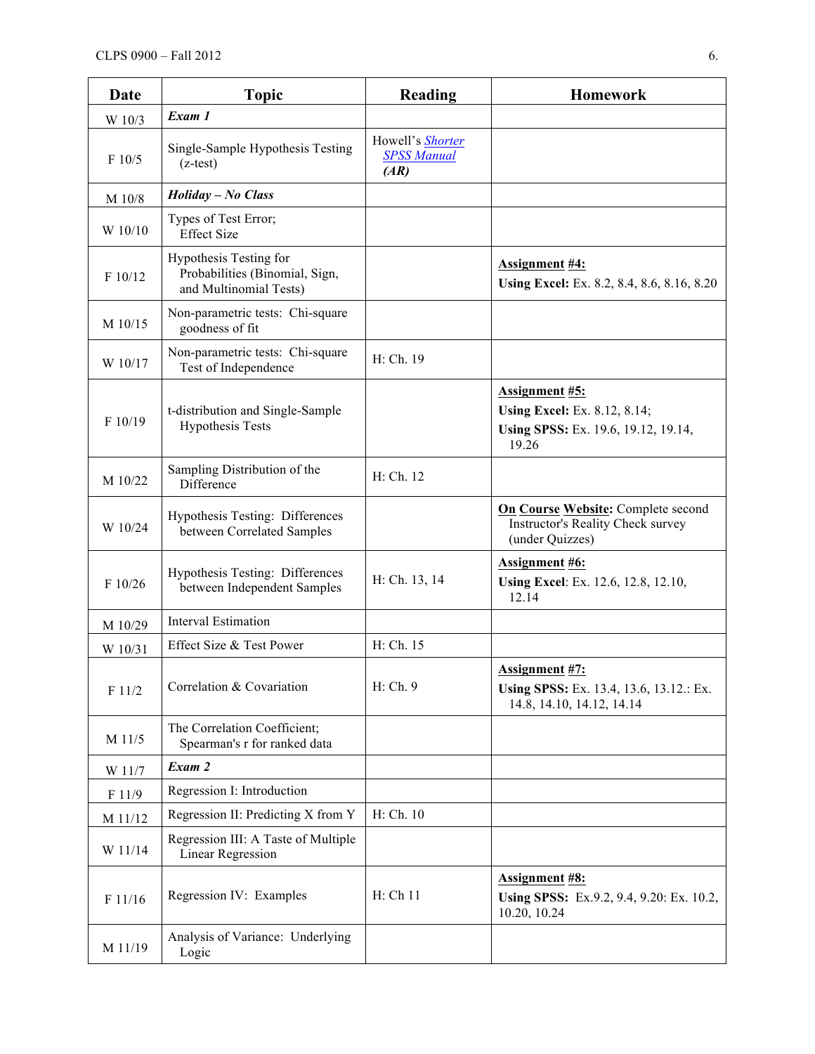| Date | Topic | Reading | Homework |
|---|---|---|---|
| W 10/3 | ***Exam 1*** | | |
| F 10/5 | Single-Sample Hypothesis Testing (z-test) | Howell's *Shorter SPSS Manual* ***(AR)*** | |
| M 10/8 | ***Holiday – No Class*** | | |
| W 10/10 | Types of Test Error; Effect Size | | |
| F 10/12 | Hypothesis Testing for Probabilities (Binomial, Sign, and Multinomial Tests) | | **Assignment #4:** **Using Excel:** Ex. 8.2, 8.4, 8.6, 8.16, 8.20 |
| M 10/15 | Non-parametric tests: Chi-square goodness of fit | | |
| W 10/17 | Non-parametric tests: Chi-square Test of Independence | H: Ch. 19 | |
| F 10/19 | t-distribution and Single-Sample Hypothesis Tests | | **Assignment #5:** **Using Excel:** Ex. 8.12, 8.14; **Using SPSS:** Ex. 19.6, 19.12, 19.14, 19.26 |
| M 10/22 | Sampling Distribution of the Difference | H: Ch. 12 | |
| W 10/24 | Hypothesis Testing: Differences between Correlated Samples | | **On Course Website:** Complete second Instructor's Reality Check survey (under Quizzes) |
| F 10/26 | Hypothesis Testing: Differences between Independent Samples | H: Ch. 13, 14 | **Assignment #6:** **Using Excel**: Ex. 12.6, 12.8, 12.10, 12.14 |
| M 10/29 | Interval Estimation | | |
| W 10/31 | Effect Size & Test Power | H: Ch. 15 | |
| F 11/2 | Correlation & Covariation | H: Ch. 9 | **Assignment #7:** **Using SPSS:** Ex. 13.4, 13.6, 13.12.: Ex. 14.8, 14.10, 14.12, 14.14 |
| M 11/5 | The Correlation Coefficient; Spearman's r for ranked data | | |
| W 11/7 | ***Exam 2*** | | |
| F 11/9 | Regression I: Introduction | | |
| M 11/12 | Regression II: Predicting X from Y | H: Ch. 10 | |
| W 11/14 | Regression III: A Taste of Multiple Linear Regression | | |
| F 11/16 | Regression IV: Examples | H: Ch 11 | **Assignment #8:** **Using SPSS:** Ex.9.2, 9.4, 9.20: Ex. 10.2, 10.20, 10.24 |
| M 11/19 | Analysis of Variance: Underlying Logic | | |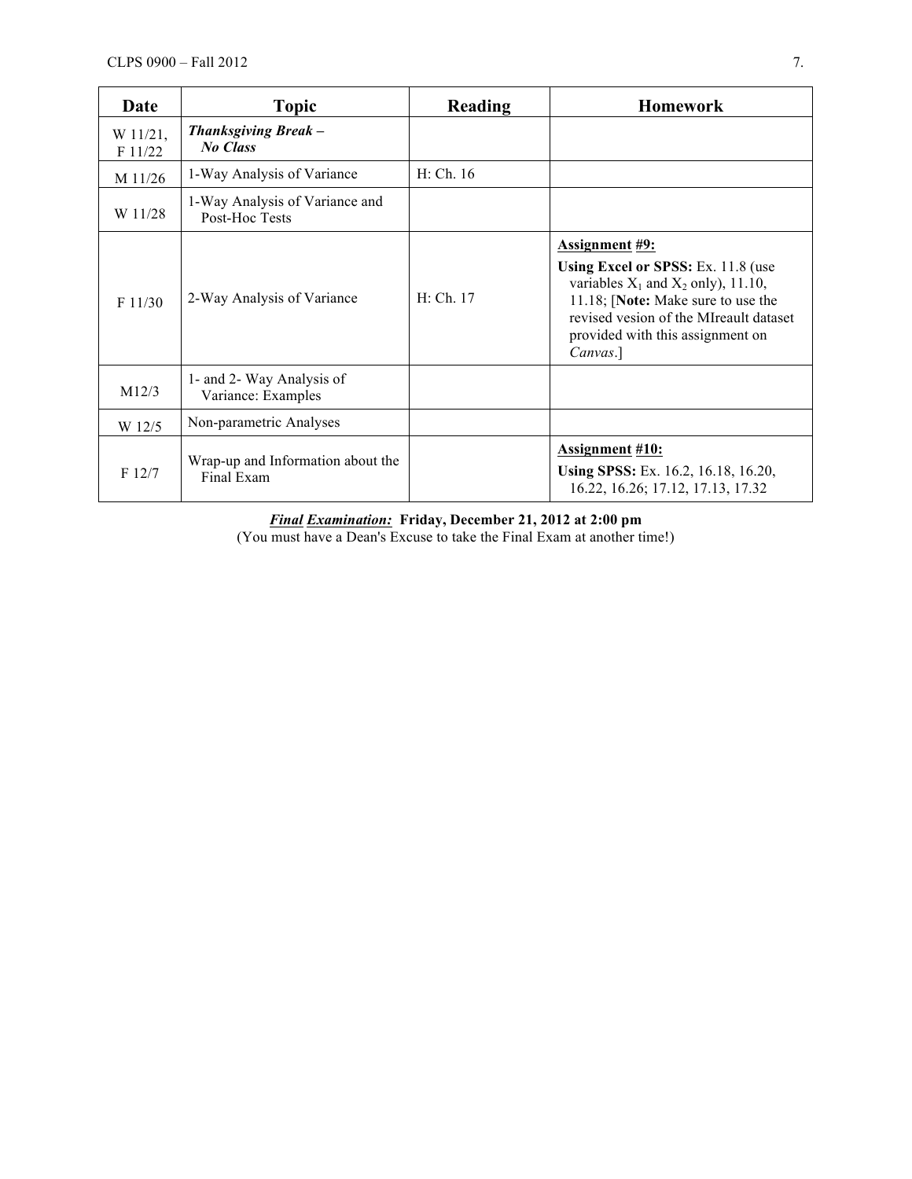| Date | Topic | Reading | Homework |
|---|---|---|---|
| W 11/21, F 11/22 | ***Thanksgiving Break – No Class*** | | |
| M 11/26 | 1-Way Analysis of Variance | H: Ch. 16 | |
| W 11/28 | 1-Way Analysis of Variance and Post-Hoc Tests | | |
| F 11/30 | 2-Way Analysis of Variance | H: Ch. 17 | **Assignment #9:** **Using Excel or SPSS:** Ex. 11.8 (use variables $X_1$ and $X_2$ only), 11.10, 11.18; [**Note:** Make sure to use the revised vesion of the MIreault dataset provided with this assignment on *Canvas*.] |
| M12/3 | 1- and 2- Way Analysis of Variance: Examples | | |
| W 12/5 | Non-parametric Analyses | | |
| F 12/7 | Wrap-up and Information about the Final Exam | | **Assignment #10:** **Using SPSS:** Ex. 16.2, 16.18, 16.20, 16.22, 16.26; 17.12, 17.13, 17.32 |

***Final Examination:*** **Friday, December 21, 2012 at 2:00 pm**
(You must have a Dean's Excuse to take the Final Exam at another time!)